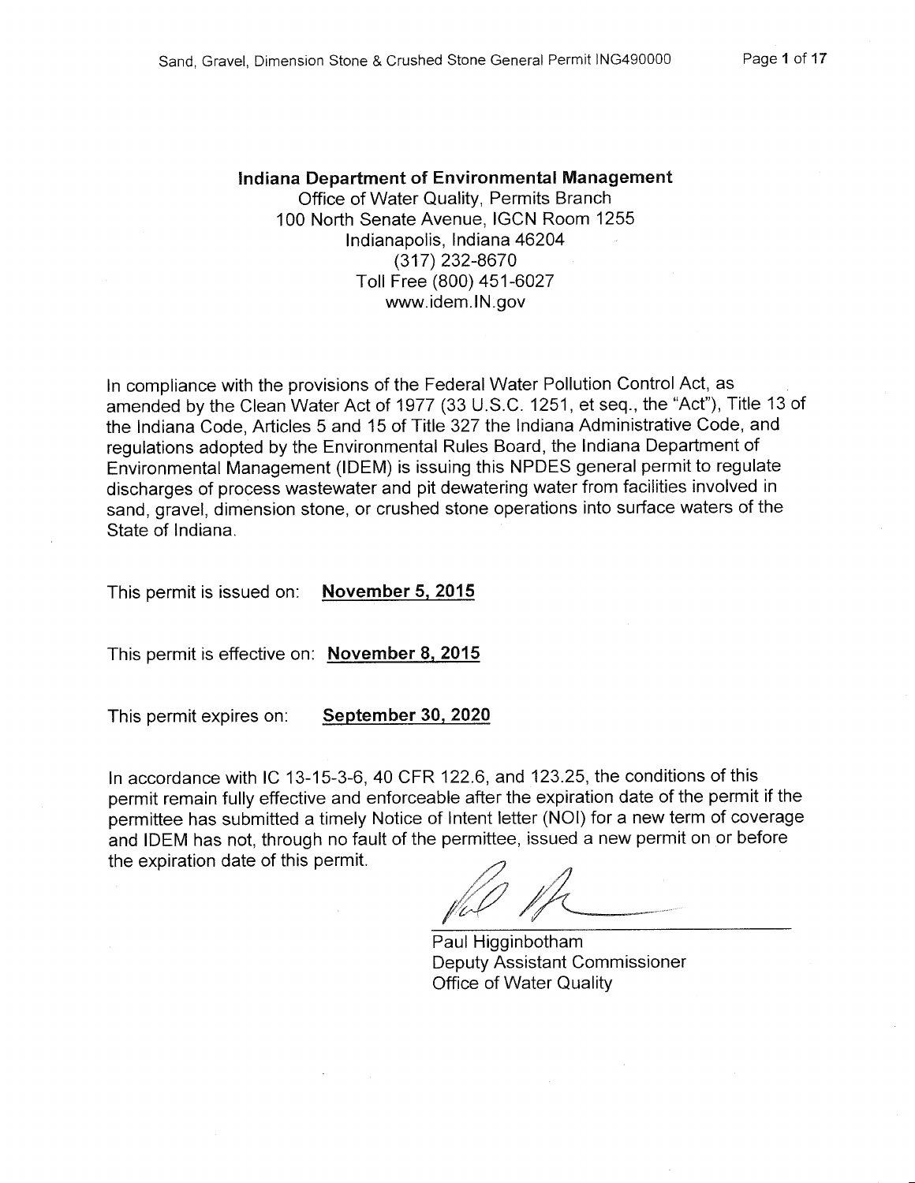**Indiana Department of Environmental Management**
Office of Water Quality, Permits Branch
100 North Senate Avenue, IGCN Room 1255
Indianapolis, Indiana 46204
(317) 232-8670
Toll Free (800) 451-6027
www.idem.IN.gov

In compliance with the provisions of the Federal Water Pollution Control Act, as amended by the Clean Water Act of 1977 (33 U.S.C. 1251, et seq., the "Act"), Title 13 of the Indiana Code, Articles 5 and 15 of Title 327 the Indiana Administrative Code, and regulations adopted by the Environmental Rules Board, the Indiana Department of Environmental Management (IDEM) is issuing this NPDES general permit to regulate discharges of process wastewater and pit dewatering water from facilities involved in sand, gravel, dimension stone, or crushed stone operations into surface waters of the State of Indiana.

This permit is issued on: **November 5, 2015**

This permit is effective on: **November 8, 2015**

This permit expires on: **September 30, 2020**

In accordance with IC 13-15-3-6, 40 CFR 122.6, and 123.25, the conditions of this permit remain fully effective and enforceable after the expiration date of the permit if the permittee has submitted a timely Notice of Intent letter (NOI) for a new term of coverage and IDEM has not, through no fault of the permittee, issued a new permit on or before the expiration date of this permit.

Paul Higginbotham
Deputy Assistant Commissioner
Office of Water Quality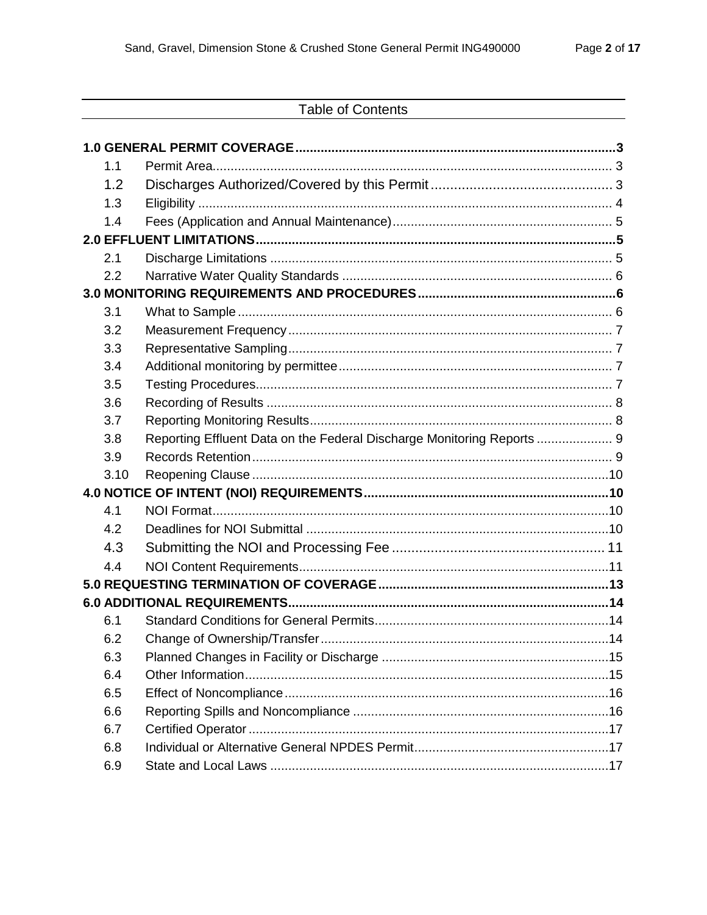## Table of Contents

**1.0 GENERAL PERMIT COVERAGE** ........ 3

- 1.1 Permit Area ........ 3
- 1.2 Discharges Authorized/Covered by this Permit ........ 3
- 1.3 Eligibility ........ 4
- 1.4 Fees (Application and Annual Maintenance) ........ 5

**2.0 EFFLUENT LIMITATIONS** ........ 5

- 2.1 Discharge Limitations ........ 5
- 2.2 Narrative Water Quality Standards ........ 6

**3.0 MONITORING REQUIREMENTS AND PROCEDURES** ........ 6

- 3.1 What to Sample ........ 6
- 3.2 Measurement Frequency ........ 7
- 3.3 Representative Sampling ........ 7
- 3.4 Additional monitoring by permittee ........ 7
- 3.5 Testing Procedures ........ 7
- 3.6 Recording of Results ........ 8
- 3.7 Reporting Monitoring Results ........ 8
- 3.8 Reporting Effluent Data on the Federal Discharge Monitoring Reports ........ 9
- 3.9 Records Retention ........ 9
- 3.10 Reopening Clause ........ 10

**4.0 NOTICE OF INTENT (NOI) REQUIREMENTS** ........ 10

- 4.1 NOI Format ........ 10
- 4.2 Deadlines for NOI Submittal ........ 10
- 4.3 Submitting the NOI and Processing Fee ........ 11
- 4.4 NOI Content Requirements ........ 11

**5.0 REQUESTING TERMINATION OF COVERAGE** ........ 13

**6.0 ADDITIONAL REQUIREMENTS** ........ 14

- 6.1 Standard Conditions for General Permits ........ 14
- 6.2 Change of Ownership/Transfer ........ 14
- 6.3 Planned Changes in Facility or Discharge ........ 15
- 6.4 Other Information ........ 15
- 6.5 Effect of Noncompliance ........ 16
- 6.6 Reporting Spills and Noncompliance ........ 16
- 6.7 Certified Operator ........ 17
- 6.8 Individual or Alternative General NPDES Permit ........ 17
- 6.9 State and Local Laws ........ 17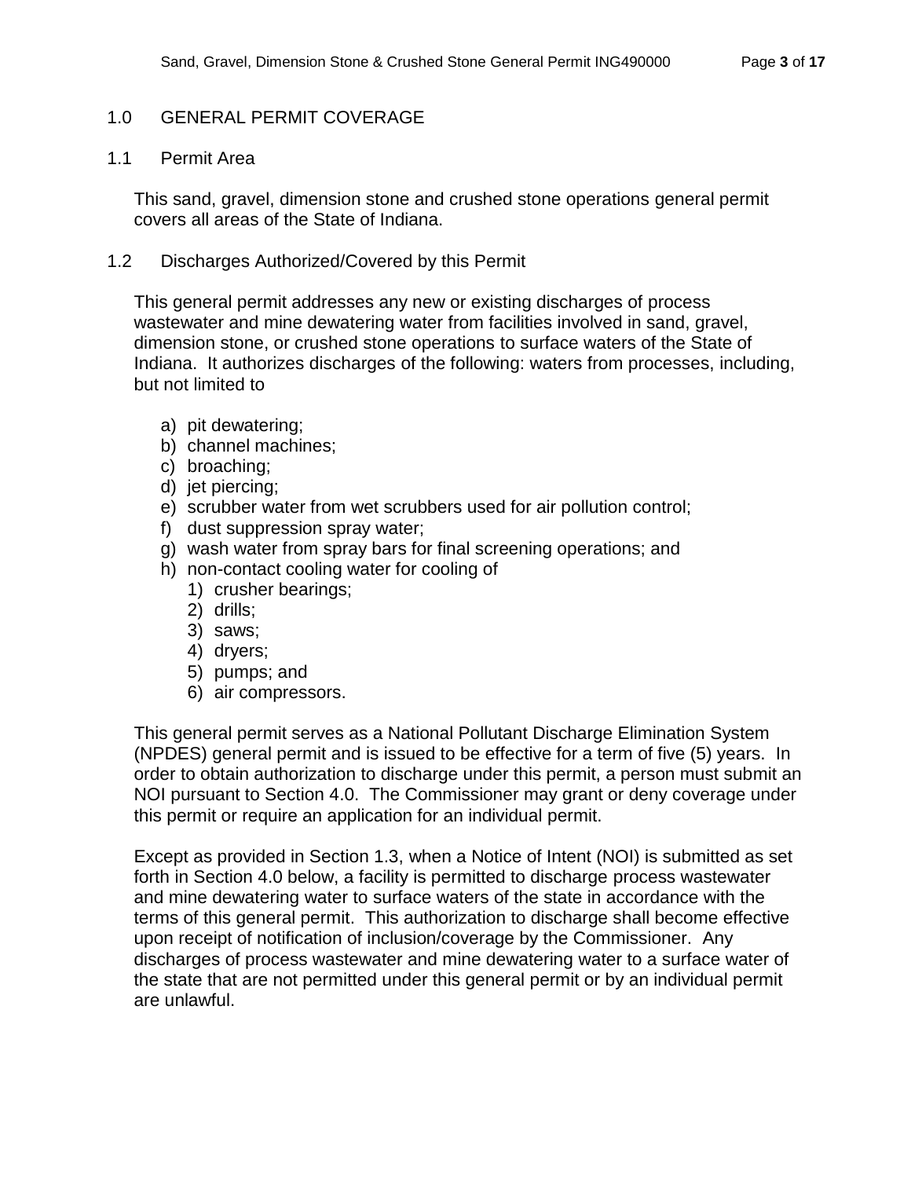## 1.0 GENERAL PERMIT COVERAGE

### 1.1 Permit Area

This sand, gravel, dimension stone and crushed stone operations general permit covers all areas of the State of Indiana.

### 1.2 Discharges Authorized/Covered by this Permit

This general permit addresses any new or existing discharges of process wastewater and mine dewatering water from facilities involved in sand, gravel, dimension stone, or crushed stone operations to surface waters of the State of Indiana. It authorizes discharges of the following: waters from processes, including, but not limited to

a) pit dewatering;
b) channel machines;
c) broaching;
d) jet piercing;
e) scrubber water from wet scrubbers used for air pollution control;
f) dust suppression spray water;
g) wash water from spray bars for final screening operations; and
h) non-contact cooling water for cooling of
   1) crusher bearings;
   2) drills;
   3) saws;
   4) dryers;
   5) pumps; and
   6) air compressors.

This general permit serves as a National Pollutant Discharge Elimination System (NPDES) general permit and is issued to be effective for a term of five (5) years. In order to obtain authorization to discharge under this permit, a person must submit an NOI pursuant to Section 4.0. The Commissioner may grant or deny coverage under this permit or require an application for an individual permit.

Except as provided in Section 1.3, when a Notice of Intent (NOI) is submitted as set forth in Section 4.0 below, a facility is permitted to discharge process wastewater and mine dewatering water to surface waters of the state in accordance with the terms of this general permit. This authorization to discharge shall become effective upon receipt of notification of inclusion/coverage by the Commissioner. Any discharges of process wastewater and mine dewatering water to a surface water of the state that are not permitted under this general permit or by an individual permit are unlawful.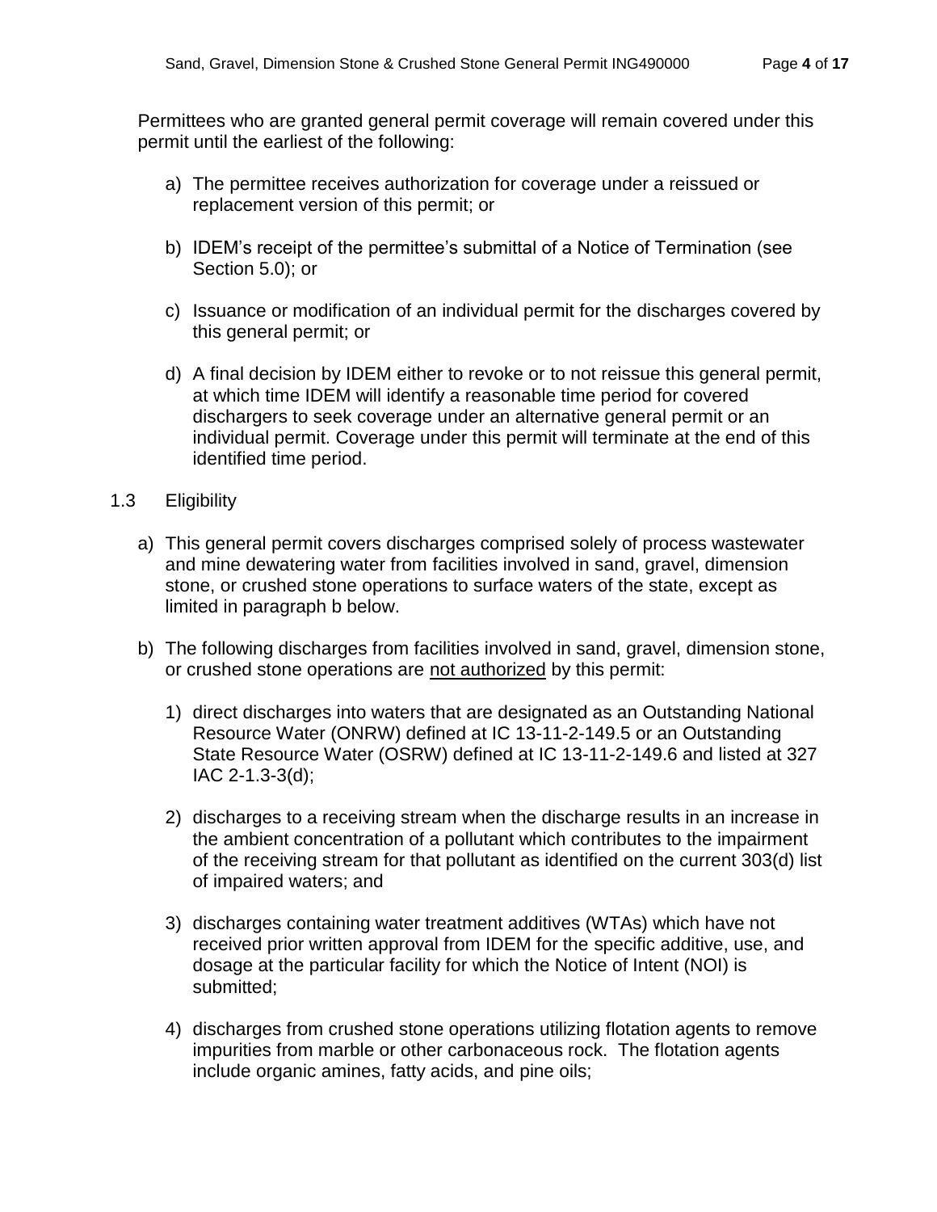Permittees who are granted general permit coverage will remain covered under this permit until the earliest of the following:

a) The permittee receives authorization for coverage under a reissued or replacement version of this permit; or

b) IDEM's receipt of the permittee's submittal of a Notice of Termination (see Section 5.0); or

c) Issuance or modification of an individual permit for the discharges covered by this general permit; or

d) A final decision by IDEM either to revoke or to not reissue this general permit, at which time IDEM will identify a reasonable time period for covered dischargers to seek coverage under an alternative general permit or an individual permit. Coverage under this permit will terminate at the end of this identified time period.

1.3 Eligibility

a) This general permit covers discharges comprised solely of process wastewater and mine dewatering water from facilities involved in sand, gravel, dimension stone, or crushed stone operations to surface waters of the state, except as limited in paragraph b below.

b) The following discharges from facilities involved in sand, gravel, dimension stone, or crushed stone operations are <u>not authorized</u> by this permit:

   1) direct discharges into waters that are designated as an Outstanding National Resource Water (ONRW) defined at IC 13-11-2-149.5 or an Outstanding State Resource Water (OSRW) defined at IC 13-11-2-149.6 and listed at 327 IAC 2-1.3-3(d);

   2) discharges to a receiving stream when the discharge results in an increase in the ambient concentration of a pollutant which contributes to the impairment of the receiving stream for that pollutant as identified on the current 303(d) list of impaired waters; and

   3) discharges containing water treatment additives (WTAs) which have not received prior written approval from IDEM for the specific additive, use, and dosage at the particular facility for which the Notice of Intent (NOI) is submitted;

   4) discharges from crushed stone operations utilizing flotation agents to remove impurities from marble or other carbonaceous rock. The flotation agents include organic amines, fatty acids, and pine oils;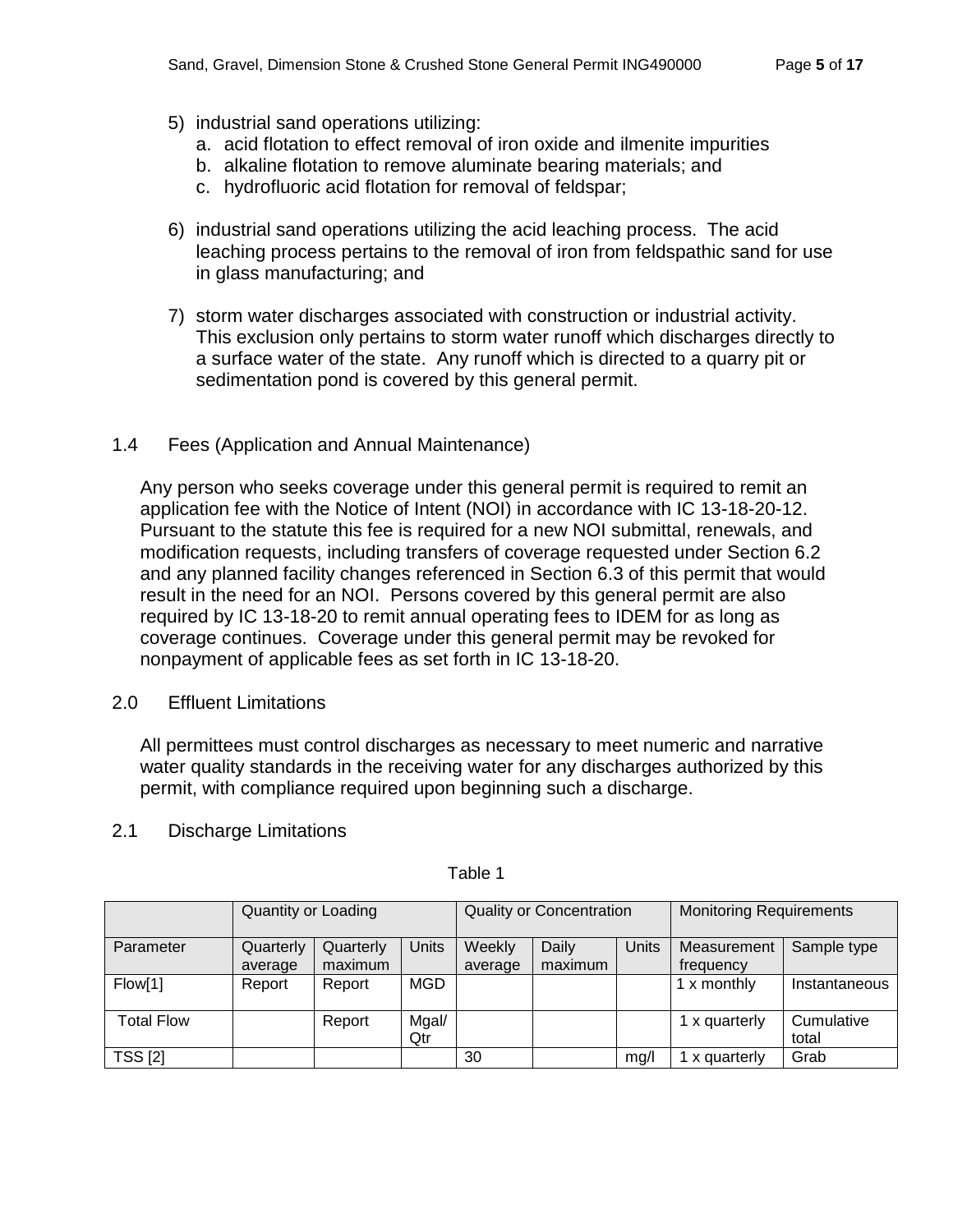5) industrial sand operations utilizing:
   a. acid flotation to effect removal of iron oxide and ilmenite impurities
   b. alkaline flotation to remove aluminate bearing materials; and
   c. hydrofluoric acid flotation for removal of feldspar;

6) industrial sand operations utilizing the acid leaching process. The acid leaching process pertains to the removal of iron from feldspathic sand for use in glass manufacturing; and

7) storm water discharges associated with construction or industrial activity. This exclusion only pertains to storm water runoff which discharges directly to a surface water of the state. Any runoff which is directed to a quarry pit or sedimentation pond is covered by this general permit.

## 1.4 Fees (Application and Annual Maintenance)

Any person who seeks coverage under this general permit is required to remit an application fee with the Notice of Intent (NOI) in accordance with IC 13-18-20-12. Pursuant to the statute this fee is required for a new NOI submittal, renewals, and modification requests, including transfers of coverage requested under Section 6.2 and any planned facility changes referenced in Section 6.3 of this permit that would result in the need for an NOI. Persons covered by this general permit are also required by IC 13-18-20 to remit annual operating fees to IDEM for as long as coverage continues. Coverage under this general permit may be revoked for nonpayment of applicable fees as set forth in IC 13-18-20.

# 2.0 Effluent Limitations

All permittees must control discharges as necessary to meet numeric and narrative water quality standards in the receiving water for any discharges authorized by this permit, with compliance required upon beginning such a discharge.

## 2.1 Discharge Limitations

Table 1

| | Quantity or Loading | | | Quality or Concentration | | | Monitoring Requirements | |
|---|---|---|---|---|---|---|---|---|
| Parameter | Quarterly average | Quarterly maximum | Units | Weekly average | Daily maximum | Units | Measurement frequency | Sample type |
| Flow[1] | Report | Report | MGD | | | | 1 x monthly | Instantaneous |
| Total Flow | | Report | Mgal/ Qtr | | | | 1 x quarterly | Cumulative total |
| TSS [2] | | | | 30 | | mg/l | 1 x quarterly | Grab |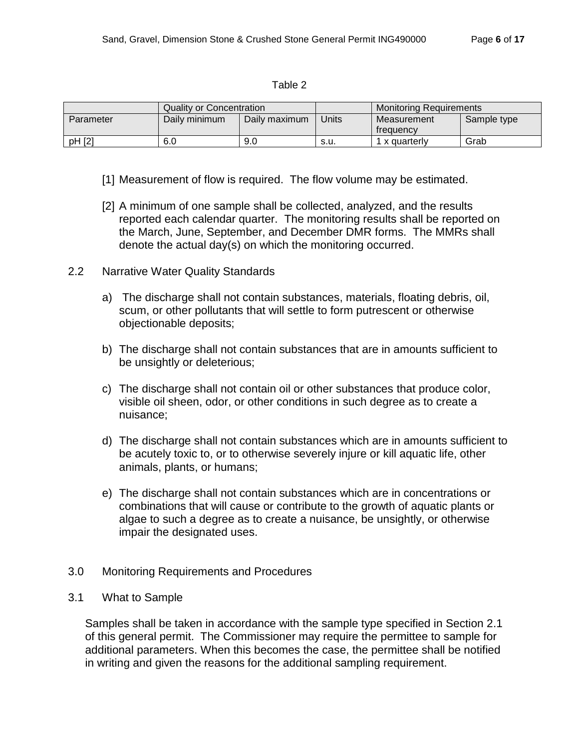Table 2

| | Quality or Concentration | | | Monitoring Requirements | |
|---|---|---|---|---|---|
| Parameter | Daily minimum | Daily maximum | Units | Measurement frequency | Sample type |
| pH [2] | 6.0 | 9.0 | s.u. | 1 x quarterly | Grab |

[1] Measurement of flow is required. The flow volume may be estimated.

[2] A minimum of one sample shall be collected, analyzed, and the results reported each calendar quarter. The monitoring results shall be reported on the March, June, September, and December DMR forms. The MMRs shall denote the actual day(s) on which the monitoring occurred.

## 2.2 Narrative Water Quality Standards

a) The discharge shall not contain substances, materials, floating debris, oil, scum, or other pollutants that will settle to form putrescent or otherwise objectionable deposits;

b) The discharge shall not contain substances that are in amounts sufficient to be unsightly or deleterious;

c) The discharge shall not contain oil or other substances that produce color, visible oil sheen, odor, or other conditions in such degree as to create a nuisance;

d) The discharge shall not contain substances which are in amounts sufficient to be acutely toxic to, or to otherwise severely injure or kill aquatic life, other animals, plants, or humans;

e) The discharge shall not contain substances which are in concentrations or combinations that will cause or contribute to the growth of aquatic plants or algae to such a degree as to create a nuisance, be unsightly, or otherwise impair the designated uses.

# 3.0 Monitoring Requirements and Procedures

## 3.1 What to Sample

Samples shall be taken in accordance with the sample type specified in Section 2.1 of this general permit. The Commissioner may require the permittee to sample for additional parameters. When this becomes the case, the permittee shall be notified in writing and given the reasons for the additional sampling requirement.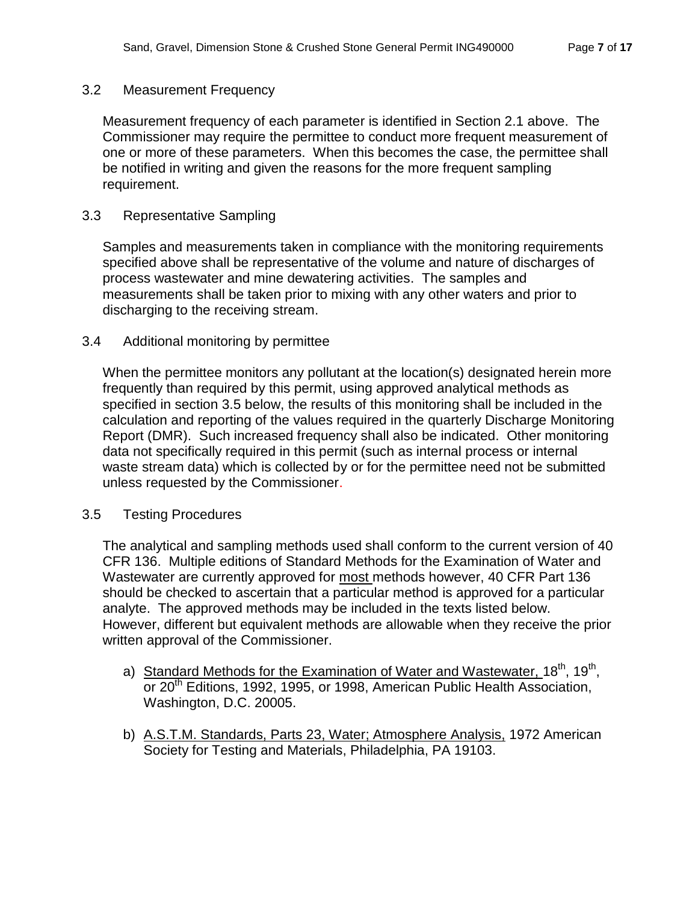## 3.2 Measurement Frequency

Measurement frequency of each parameter is identified in Section 2.1 above. The Commissioner may require the permittee to conduct more frequent measurement of one or more of these parameters. When this becomes the case, the permittee shall be notified in writing and given the reasons for the more frequent sampling requirement.

## 3.3 Representative Sampling

Samples and measurements taken in compliance with the monitoring requirements specified above shall be representative of the volume and nature of discharges of process wastewater and mine dewatering activities. The samples and measurements shall be taken prior to mixing with any other waters and prior to discharging to the receiving stream.

## 3.4 Additional monitoring by permittee

When the permittee monitors any pollutant at the location(s) designated herein more frequently than required by this permit, using approved analytical methods as specified in section 3.5 below, the results of this monitoring shall be included in the calculation and reporting of the values required in the quarterly Discharge Monitoring Report (DMR). Such increased frequency shall also be indicated. Other monitoring data not specifically required in this permit (such as internal process or internal waste stream data) which is collected by or for the permittee need not be submitted unless requested by the Commissioner.

## 3.5 Testing Procedures

The analytical and sampling methods used shall conform to the current version of 40 CFR 136. Multiple editions of Standard Methods for the Examination of Water and Wastewater are currently approved for most methods however, 40 CFR Part 136 should be checked to ascertain that a particular method is approved for a particular analyte. The approved methods may be included in the texts listed below. However, different but equivalent methods are allowable when they receive the prior written approval of the Commissioner.

a) Standard Methods for the Examination of Water and Wastewater, 18th, 19th, or 20th Editions, 1992, 1995, or 1998, American Public Health Association, Washington, D.C. 20005.

b) A.S.T.M. Standards, Parts 23, Water; Atmosphere Analysis, 1972 American Society for Testing and Materials, Philadelphia, PA 19103.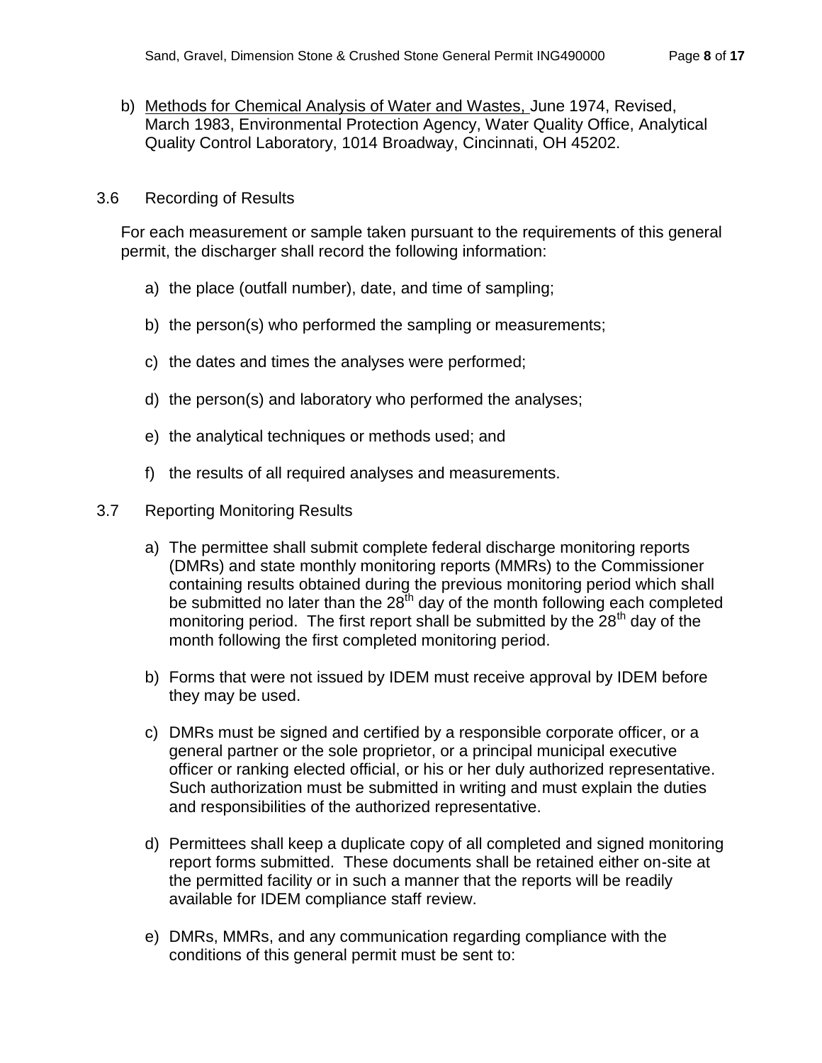b) Methods for Chemical Analysis of Water and Wastes, June 1974, Revised, March 1983, Environmental Protection Agency, Water Quality Office, Analytical Quality Control Laboratory, 1014 Broadway, Cincinnati, OH 45202.

3.6 Recording of Results

For each measurement or sample taken pursuant to the requirements of this general permit, the discharger shall record the following information:

a) the place (outfall number), date, and time of sampling;

b) the person(s) who performed the sampling or measurements;

c) the dates and times the analyses were performed;

d) the person(s) and laboratory who performed the analyses;

e) the analytical techniques or methods used; and

f) the results of all required analyses and measurements.

3.7 Reporting Monitoring Results

a) The permittee shall submit complete federal discharge monitoring reports (DMRs) and state monthly monitoring reports (MMRs) to the Commissioner containing results obtained during the previous monitoring period which shall be submitted no later than the 28th day of the month following each completed monitoring period. The first report shall be submitted by the 28th day of the month following the first completed monitoring period.

b) Forms that were not issued by IDEM must receive approval by IDEM before they may be used.

c) DMRs must be signed and certified by a responsible corporate officer, or a general partner or the sole proprietor, or a principal municipal executive officer or ranking elected official, or his or her duly authorized representative. Such authorization must be submitted in writing and must explain the duties and responsibilities of the authorized representative.

d) Permittees shall keep a duplicate copy of all completed and signed monitoring report forms submitted. These documents shall be retained either on-site at the permitted facility or in such a manner that the reports will be readily available for IDEM compliance staff review.

e) DMRs, MMRs, and any communication regarding compliance with the conditions of this general permit must be sent to: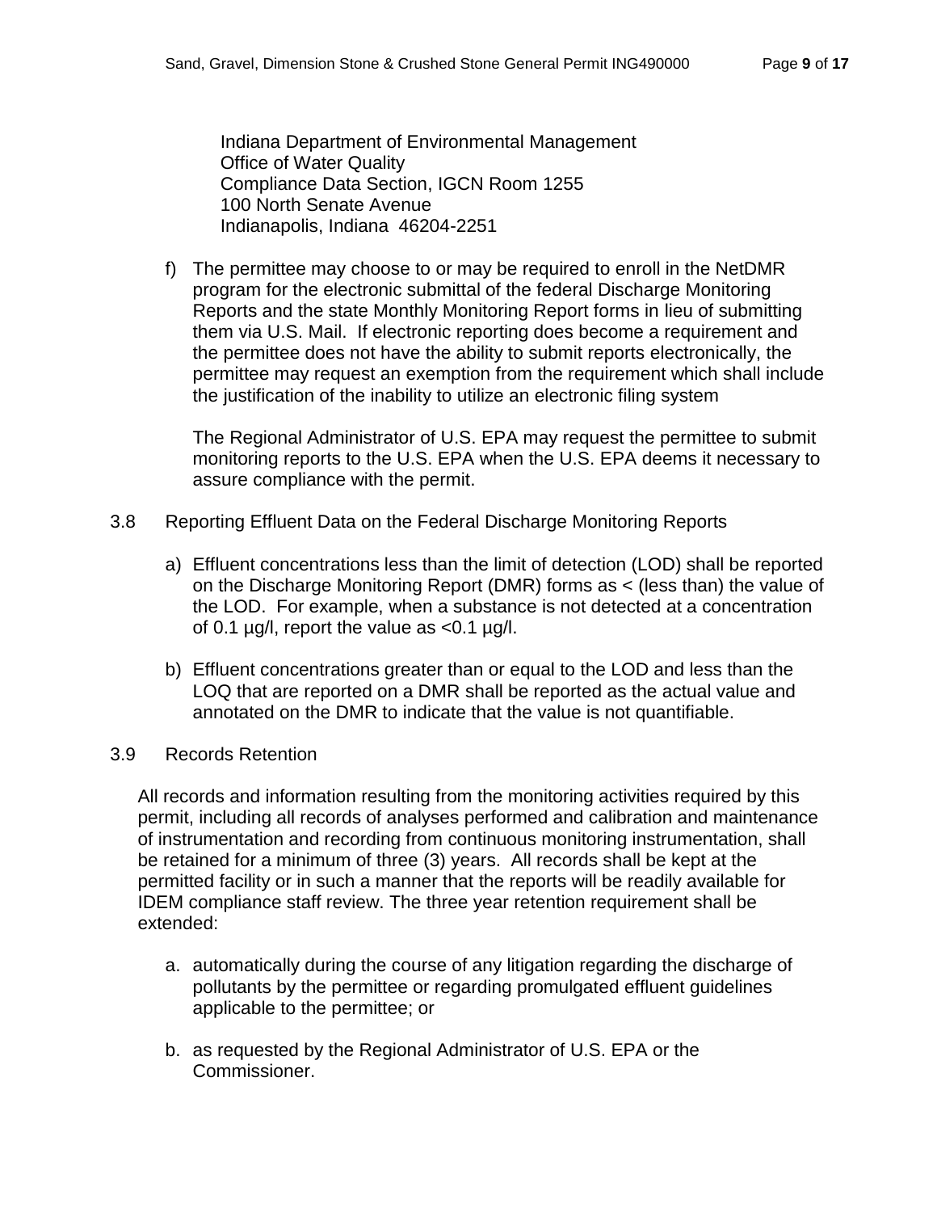Indiana Department of Environmental Management
Office of Water Quality
Compliance Data Section, IGCN Room 1255
100 North Senate Avenue
Indianapolis, Indiana 46204-2251

f) The permittee may choose to or may be required to enroll in the NetDMR program for the electronic submittal of the federal Discharge Monitoring Reports and the state Monthly Monitoring Report forms in lieu of submitting them via U.S. Mail. If electronic reporting does become a requirement and the permittee does not have the ability to submit reports electronically, the permittee may request an exemption from the requirement which shall include the justification of the inability to utilize an electronic filing system

   The Regional Administrator of U.S. EPA may request the permittee to submit monitoring reports to the U.S. EPA when the U.S. EPA deems it necessary to assure compliance with the permit.

3.8 Reporting Effluent Data on the Federal Discharge Monitoring Reports

a) Effluent concentrations less than the limit of detection (LOD) shall be reported on the Discharge Monitoring Report (DMR) forms as < (less than) the value of the LOD. For example, when a substance is not detected at a concentration of 0.1 µg/l, report the value as <0.1 µg/l.

b) Effluent concentrations greater than or equal to the LOD and less than the LOQ that are reported on a DMR shall be reported as the actual value and annotated on the DMR to indicate that the value is not quantifiable.

3.9 Records Retention

All records and information resulting from the monitoring activities required by this permit, including all records of analyses performed and calibration and maintenance of instrumentation and recording from continuous monitoring instrumentation, shall be retained for a minimum of three (3) years. All records shall be kept at the permitted facility or in such a manner that the reports will be readily available for IDEM compliance staff review. The three year retention requirement shall be extended:

a. automatically during the course of any litigation regarding the discharge of pollutants by the permittee or regarding promulgated effluent guidelines applicable to the permittee; or

b. as requested by the Regional Administrator of U.S. EPA or the Commissioner.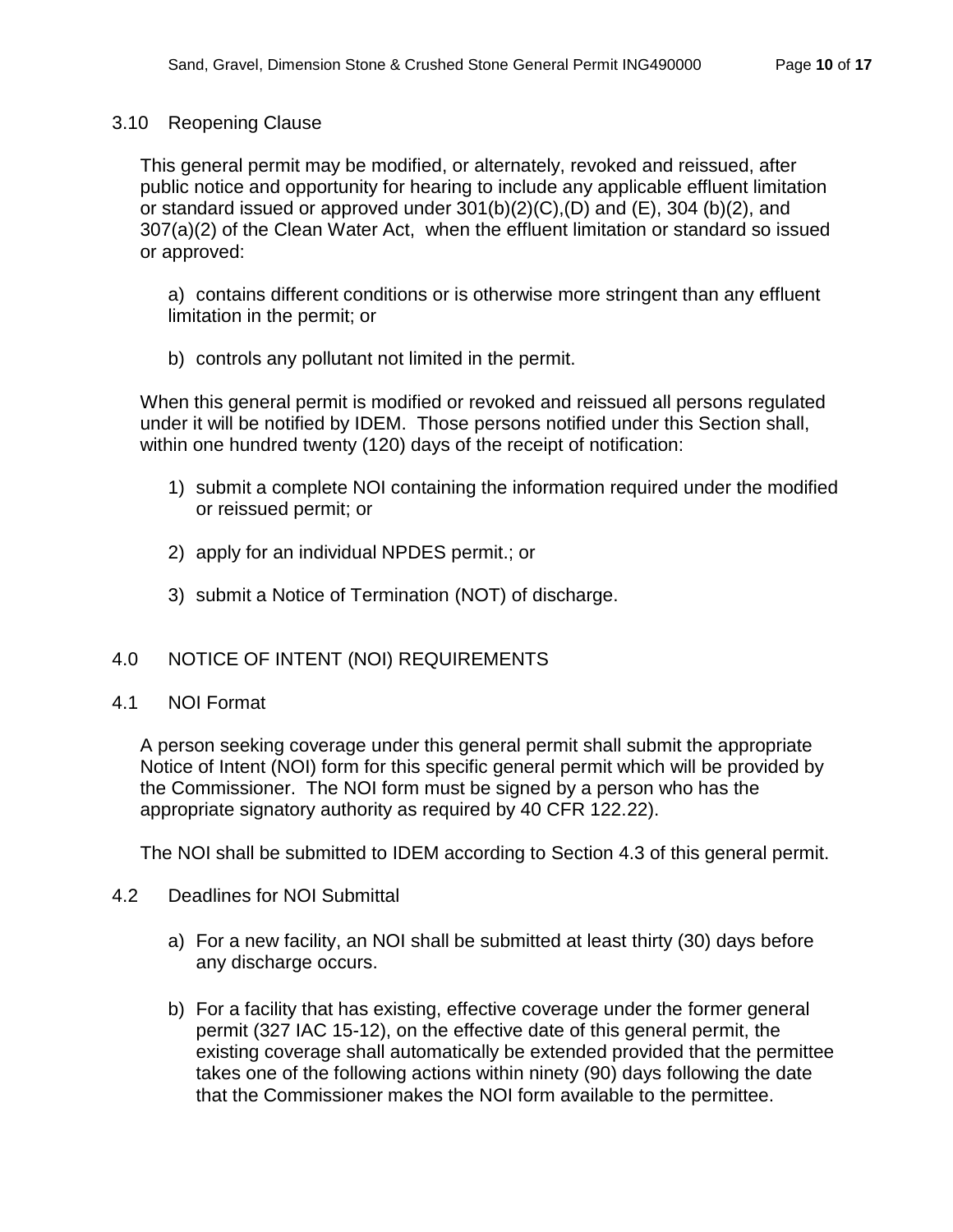### 3.10 Reopening Clause

This general permit may be modified, or alternately, revoked and reissued, after public notice and opportunity for hearing to include any applicable effluent limitation or standard issued or approved under 301(b)(2)(C),(D) and (E), 304 (b)(2), and 307(a)(2) of the Clean Water Act, when the effluent limitation or standard so issued or approved:

a) contains different conditions or is otherwise more stringent than any effluent limitation in the permit; or

b) controls any pollutant not limited in the permit.

When this general permit is modified or revoked and reissued all persons regulated under it will be notified by IDEM. Those persons notified under this Section shall, within one hundred twenty (120) days of the receipt of notification:

1) submit a complete NOI containing the information required under the modified or reissued permit; or
2) apply for an individual NPDES permit.; or
3) submit a Notice of Termination (NOT) of discharge.

## 4.0 NOTICE OF INTENT (NOI) REQUIREMENTS

### 4.1 NOI Format

A person seeking coverage under this general permit shall submit the appropriate Notice of Intent (NOI) form for this specific general permit which will be provided by the Commissioner. The NOI form must be signed by a person who has the appropriate signatory authority as required by 40 CFR 122.22).

The NOI shall be submitted to IDEM according to Section 4.3 of this general permit.

### 4.2 Deadlines for NOI Submittal

a) For a new facility, an NOI shall be submitted at least thirty (30) days before any discharge occurs.

b) For a facility that has existing, effective coverage under the former general permit (327 IAC 15-12), on the effective date of this general permit, the existing coverage shall automatically be extended provided that the permittee takes one of the following actions within ninety (90) days following the date that the Commissioner makes the NOI form available to the permittee.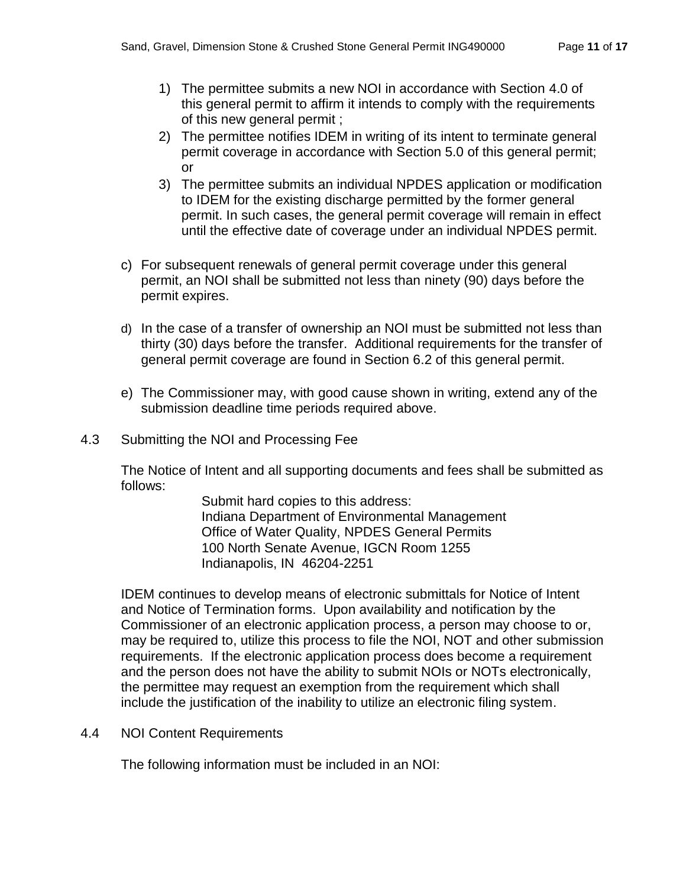1) The permittee submits a new NOI in accordance with Section 4.0 of this general permit to affirm it intends to comply with the requirements of this new general permit ;
2) The permittee notifies IDEM in writing of its intent to terminate general permit coverage in accordance with Section 5.0 of this general permit; or
3) The permittee submits an individual NPDES application or modification to IDEM for the existing discharge permitted by the former general permit. In such cases, the general permit coverage will remain in effect until the effective date of coverage under an individual NPDES permit.

c) For subsequent renewals of general permit coverage under this general permit, an NOI shall be submitted not less than ninety (90) days before the permit expires.

d) In the case of a transfer of ownership an NOI must be submitted not less than thirty (30) days before the transfer. Additional requirements for the transfer of general permit coverage are found in Section 6.2 of this general permit.

e) The Commissioner may, with good cause shown in writing, extend any of the submission deadline time periods required above.

## 4.3 Submitting the NOI and Processing Fee

The Notice of Intent and all supporting documents and fees shall be submitted as follows:

Submit hard copies to this address:
Indiana Department of Environmental Management
Office of Water Quality, NPDES General Permits
100 North Senate Avenue, IGCN Room 1255
Indianapolis, IN 46204-2251

IDEM continues to develop means of electronic submittals for Notice of Intent and Notice of Termination forms. Upon availability and notification by the Commissioner of an electronic application process, a person may choose to or, may be required to, utilize this process to file the NOI, NOT and other submission requirements. If the electronic application process does become a requirement and the person does not have the ability to submit NOIs or NOTs electronically, the permittee may request an exemption from the requirement which shall include the justification of the inability to utilize an electronic filing system.

## 4.4 NOI Content Requirements

The following information must be included in an NOI: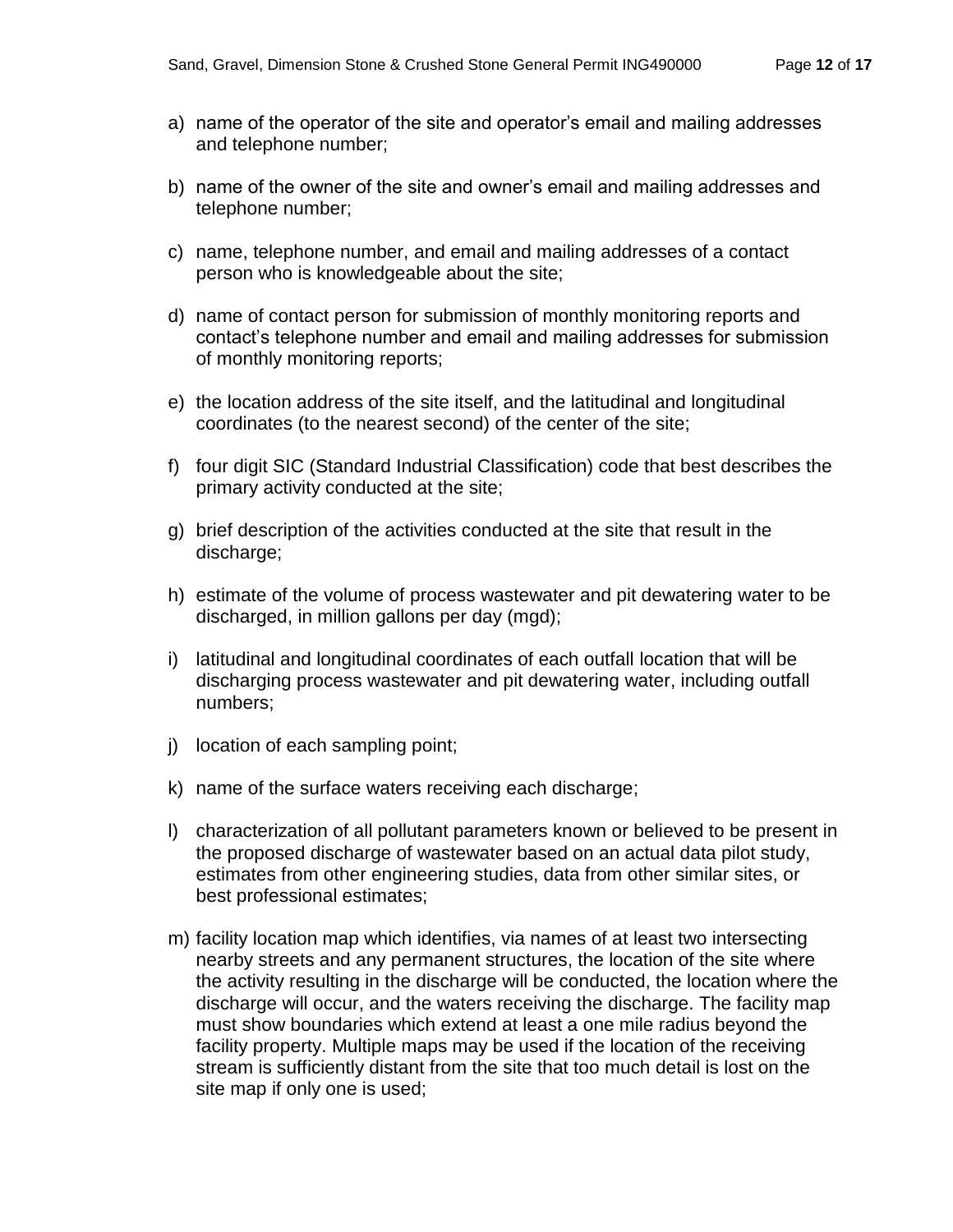a) name of the operator of the site and operator's email and mailing addresses and telephone number;

b) name of the owner of the site and owner's email and mailing addresses and telephone number;

c) name, telephone number, and email and mailing addresses of a contact person who is knowledgeable about the site;

d) name of contact person for submission of monthly monitoring reports and contact's telephone number and email and mailing addresses for submission of monthly monitoring reports;

e) the location address of the site itself, and the latitudinal and longitudinal coordinates (to the nearest second) of the center of the site;

f) four digit SIC (Standard Industrial Classification) code that best describes the primary activity conducted at the site;

g) brief description of the activities conducted at the site that result in the discharge;

h) estimate of the volume of process wastewater and pit dewatering water to be discharged, in million gallons per day (mgd);

i) latitudinal and longitudinal coordinates of each outfall location that will be discharging process wastewater and pit dewatering water, including outfall numbers;

j) location of each sampling point;

k) name of the surface waters receiving each discharge;

l) characterization of all pollutant parameters known or believed to be present in the proposed discharge of wastewater based on an actual data pilot study, estimates from other engineering studies, data from other similar sites, or best professional estimates;

m) facility location map which identifies, via names of at least two intersecting nearby streets and any permanent structures, the location of the site where the activity resulting in the discharge will be conducted, the location where the discharge will occur, and the waters receiving the discharge. The facility map must show boundaries which extend at least a one mile radius beyond the facility property. Multiple maps may be used if the location of the receiving stream is sufficiently distant from the site that too much detail is lost on the site map if only one is used;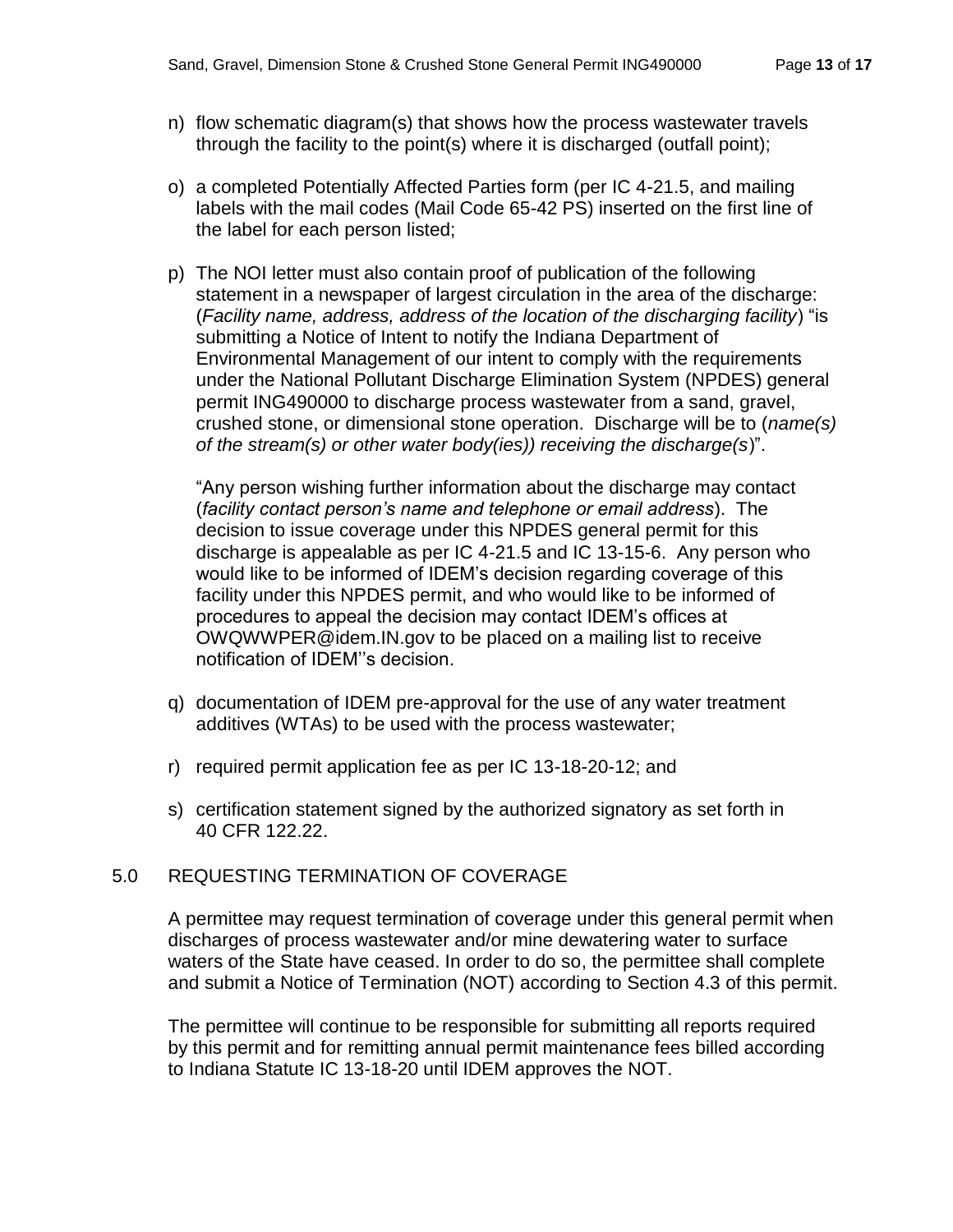n) flow schematic diagram(s) that shows how the process wastewater travels through the facility to the point(s) where it is discharged (outfall point);

o) a completed Potentially Affected Parties form (per IC 4-21.5, and mailing labels with the mail codes (Mail Code 65-42 PS) inserted on the first line of the label for each person listed;

p) The NOI letter must also contain proof of publication of the following statement in a newspaper of largest circulation in the area of the discharge: (*Facility name, address, address of the location of the discharging facility*) "is submitting a Notice of Intent to notify the Indiana Department of Environmental Management of our intent to comply with the requirements under the National Pollutant Discharge Elimination System (NPDES) general permit ING490000 to discharge process wastewater from a sand, gravel, crushed stone, or dimensional stone operation. Discharge will be to (*name(s) of the stream(s) or other water body(ies)) receiving the discharge(s*)".

   "Any person wishing further information about the discharge may contact (*facility contact person's name and telephone or email address*). The decision to issue coverage under this NPDES general permit for this discharge is appealable as per IC 4-21.5 and IC 13-15-6. Any person who would like to be informed of IDEM's decision regarding coverage of this facility under this NPDES permit, and who would like to be informed of procedures to appeal the decision may contact IDEM's offices at OWQWWPER@idem.IN.gov to be placed on a mailing list to receive notification of IDEM''s decision.

q) documentation of IDEM pre-approval for the use of any water treatment additives (WTAs) to be used with the process wastewater;

r) required permit application fee as per IC 13-18-20-12; and

s) certification statement signed by the authorized signatory as set forth in 40 CFR 122.22.

## 5.0 REQUESTING TERMINATION OF COVERAGE

A permittee may request termination of coverage under this general permit when discharges of process wastewater and/or mine dewatering water to surface waters of the State have ceased. In order to do so, the permittee shall complete and submit a Notice of Termination (NOT) according to Section 4.3 of this permit.

The permittee will continue to be responsible for submitting all reports required by this permit and for remitting annual permit maintenance fees billed according to Indiana Statute IC 13-18-20 until IDEM approves the NOT.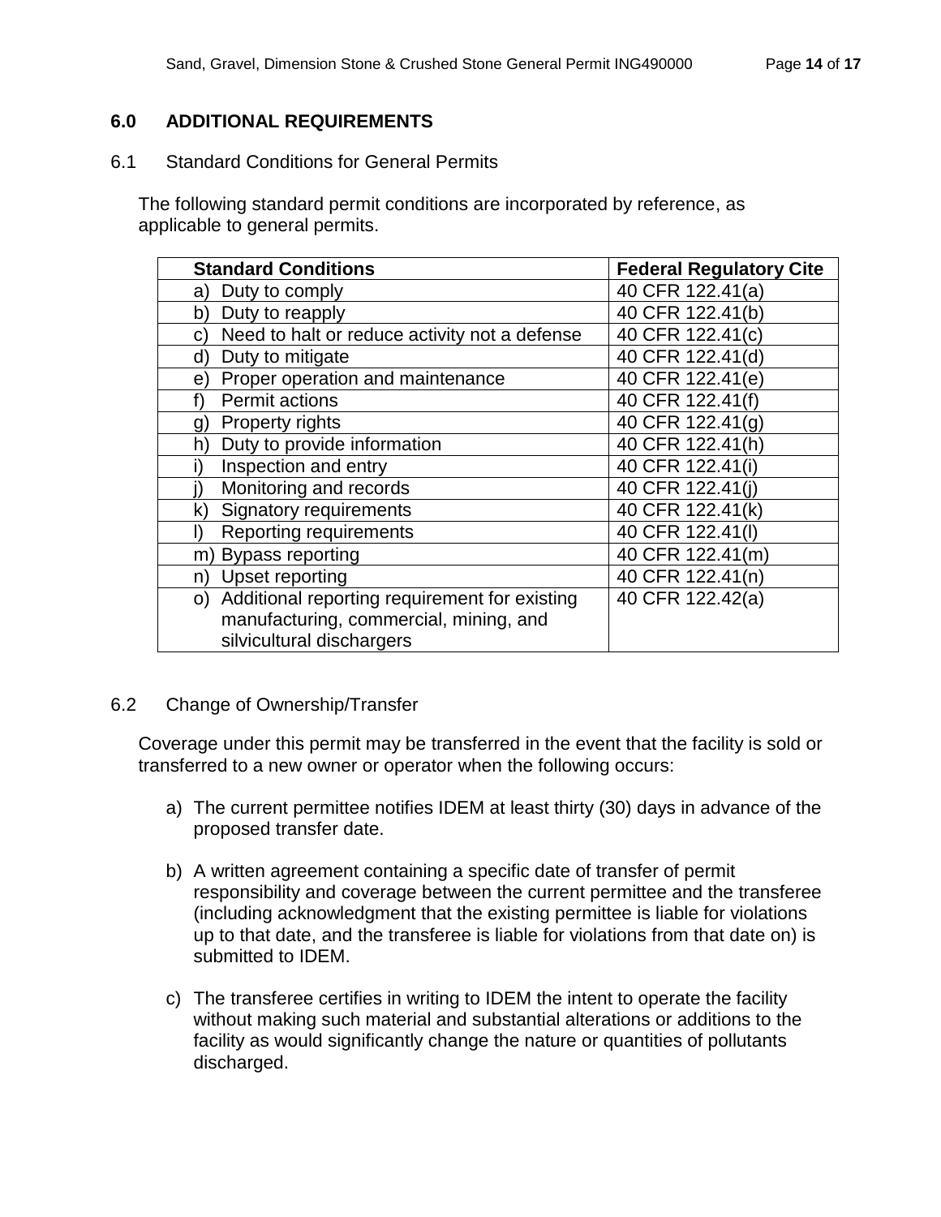## 6.0 ADDITIONAL REQUIREMENTS

### 6.1 Standard Conditions for General Permits

The following standard permit conditions are incorporated by reference, as applicable to general permits.

| Standard Conditions | Federal Regulatory Cite |
|---|---|
| a) Duty to comply | 40 CFR 122.41(a) |
| b) Duty to reapply | 40 CFR 122.41(b) |
| c) Need to halt or reduce activity not a defense | 40 CFR 122.41(c) |
| d) Duty to mitigate | 40 CFR 122.41(d) |
| e) Proper operation and maintenance | 40 CFR 122.41(e) |
| f) Permit actions | 40 CFR 122.41(f) |
| g) Property rights | 40 CFR 122.41(g) |
| h) Duty to provide information | 40 CFR 122.41(h) |
| i) Inspection and entry | 40 CFR 122.41(i) |
| j) Monitoring and records | 40 CFR 122.41(j) |
| k) Signatory requirements | 40 CFR 122.41(k) |
| l) Reporting requirements | 40 CFR 122.41(l) |
| m) Bypass reporting | 40 CFR 122.41(m) |
| n) Upset reporting | 40 CFR 122.41(n) |
| o) Additional reporting requirement for existing manufacturing, commercial, mining, and silvicultural dischargers | 40 CFR 122.42(a) |

### 6.2 Change of Ownership/Transfer

Coverage under this permit may be transferred in the event that the facility is sold or transferred to a new owner or operator when the following occurs:

a) The current permittee notifies IDEM at least thirty (30) days in advance of the proposed transfer date.

b) A written agreement containing a specific date of transfer of permit responsibility and coverage between the current permittee and the transferee (including acknowledgment that the existing permittee is liable for violations up to that date, and the transferee is liable for violations from that date on) is submitted to IDEM.

c) The transferee certifies in writing to IDEM the intent to operate the facility without making such material and substantial alterations or additions to the facility as would significantly change the nature or quantities of pollutants discharged.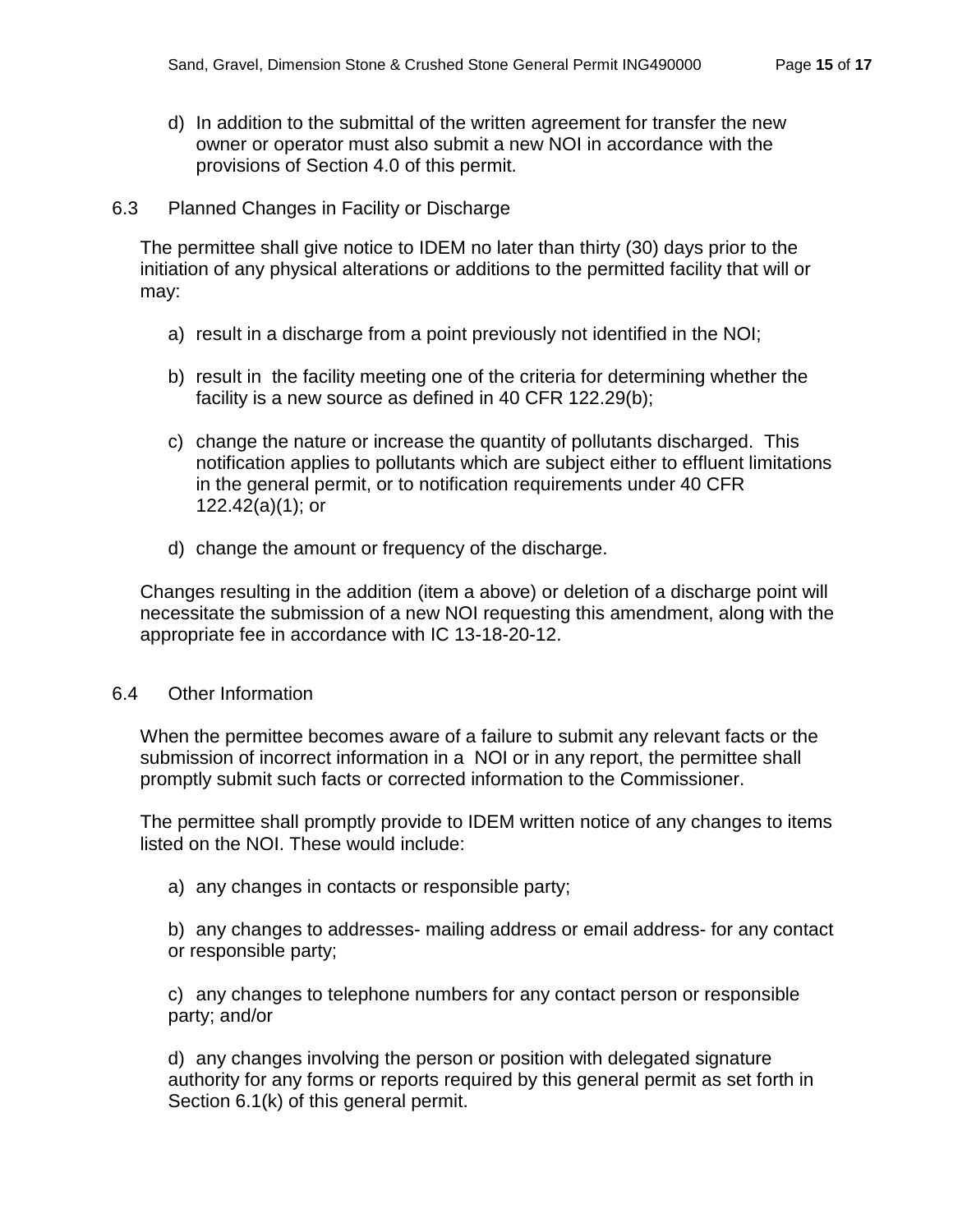d) In addition to the submittal of the written agreement for transfer the new owner or operator must also submit a new NOI in accordance with the provisions of Section 4.0 of this permit.

## 6.3 Planned Changes in Facility or Discharge

The permittee shall give notice to IDEM no later than thirty (30) days prior to the initiation of any physical alterations or additions to the permitted facility that will or may:

a) result in a discharge from a point previously not identified in the NOI;

b) result in the facility meeting one of the criteria for determining whether the facility is a new source as defined in 40 CFR 122.29(b);

c) change the nature or increase the quantity of pollutants discharged. This notification applies to pollutants which are subject either to effluent limitations in the general permit, or to notification requirements under 40 CFR 122.42(a)(1); or

d) change the amount or frequency of the discharge.

Changes resulting in the addition (item a above) or deletion of a discharge point will necessitate the submission of a new NOI requesting this amendment, along with the appropriate fee in accordance with IC 13-18-20-12.

## 6.4 Other Information

When the permittee becomes aware of a failure to submit any relevant facts or the submission of incorrect information in a NOI or in any report, the permittee shall promptly submit such facts or corrected information to the Commissioner.

The permittee shall promptly provide to IDEM written notice of any changes to items listed on the NOI. These would include:

a) any changes in contacts or responsible party;

b) any changes to addresses- mailing address or email address- for any contact or responsible party;

c) any changes to telephone numbers for any contact person or responsible party; and/or

d) any changes involving the person or position with delegated signature authority for any forms or reports required by this general permit as set forth in Section 6.1(k) of this general permit.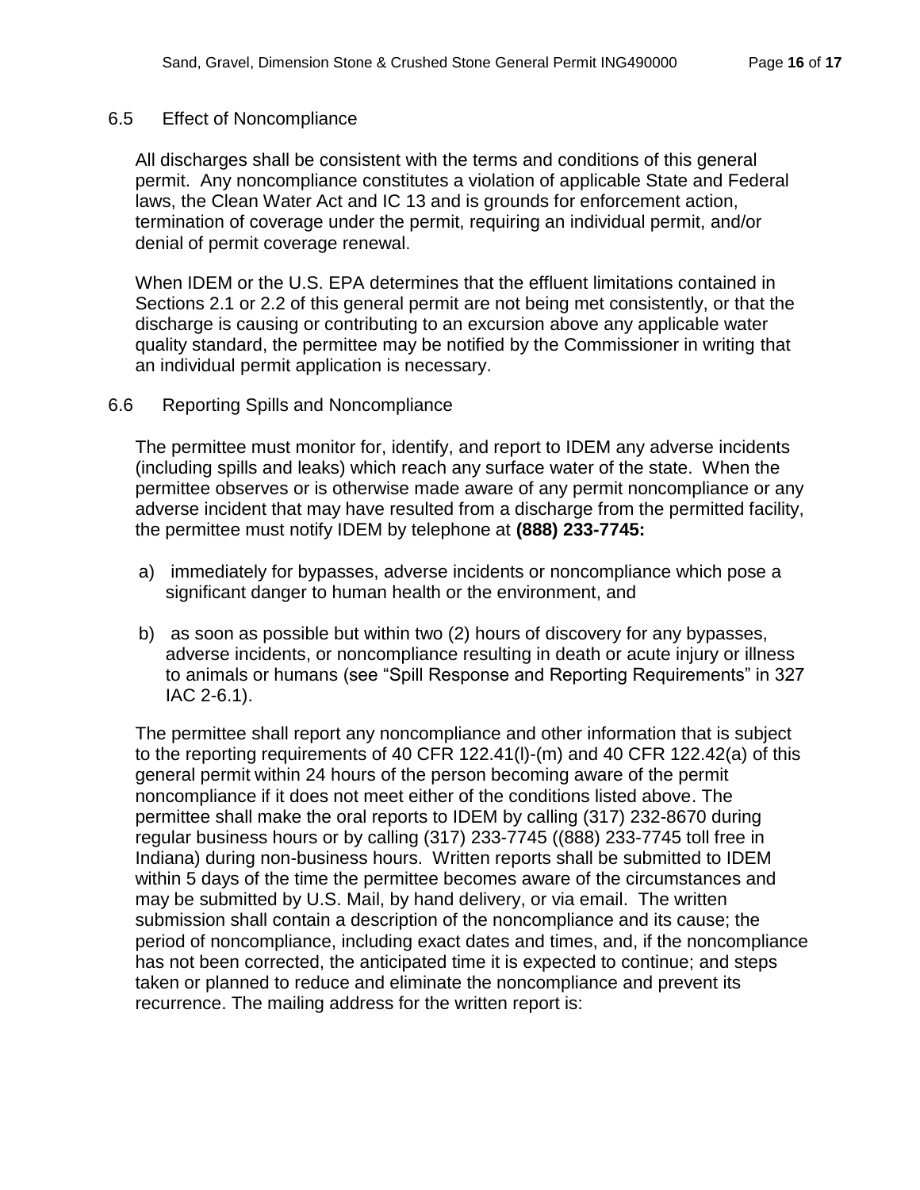### 6.5 Effect of Noncompliance

All discharges shall be consistent with the terms and conditions of this general permit. Any noncompliance constitutes a violation of applicable State and Federal laws, the Clean Water Act and IC 13 and is grounds for enforcement action, termination of coverage under the permit, requiring an individual permit, and/or denial of permit coverage renewal.

When IDEM or the U.S. EPA determines that the effluent limitations contained in Sections 2.1 or 2.2 of this general permit are not being met consistently, or that the discharge is causing or contributing to an excursion above any applicable water quality standard, the permittee may be notified by the Commissioner in writing that an individual permit application is necessary.

### 6.6 Reporting Spills and Noncompliance

The permittee must monitor for, identify, and report to IDEM any adverse incidents (including spills and leaks) which reach any surface water of the state. When the permittee observes or is otherwise made aware of any permit noncompliance or any adverse incident that may have resulted from a discharge from the permitted facility, the permittee must notify IDEM by telephone at **(888) 233-7745:**

a) immediately for bypasses, adverse incidents or noncompliance which pose a significant danger to human health or the environment, and

b) as soon as possible but within two (2) hours of discovery for any bypasses, adverse incidents, or noncompliance resulting in death or acute injury or illness to animals or humans (see "Spill Response and Reporting Requirements" in 327 IAC 2-6.1).

The permittee shall report any noncompliance and other information that is subject to the reporting requirements of 40 CFR 122.41(l)-(m) and 40 CFR 122.42(a) of this general permit within 24 hours of the person becoming aware of the permit noncompliance if it does not meet either of the conditions listed above. The permittee shall make the oral reports to IDEM by calling (317) 232-8670 during regular business hours or by calling (317) 233-7745 ((888) 233-7745 toll free in Indiana) during non-business hours. Written reports shall be submitted to IDEM within 5 days of the time the permittee becomes aware of the circumstances and may be submitted by U.S. Mail, by hand delivery, or via email. The written submission shall contain a description of the noncompliance and its cause; the period of noncompliance, including exact dates and times, and, if the noncompliance has not been corrected, the anticipated time it is expected to continue; and steps taken or planned to reduce and eliminate the noncompliance and prevent its recurrence. The mailing address for the written report is: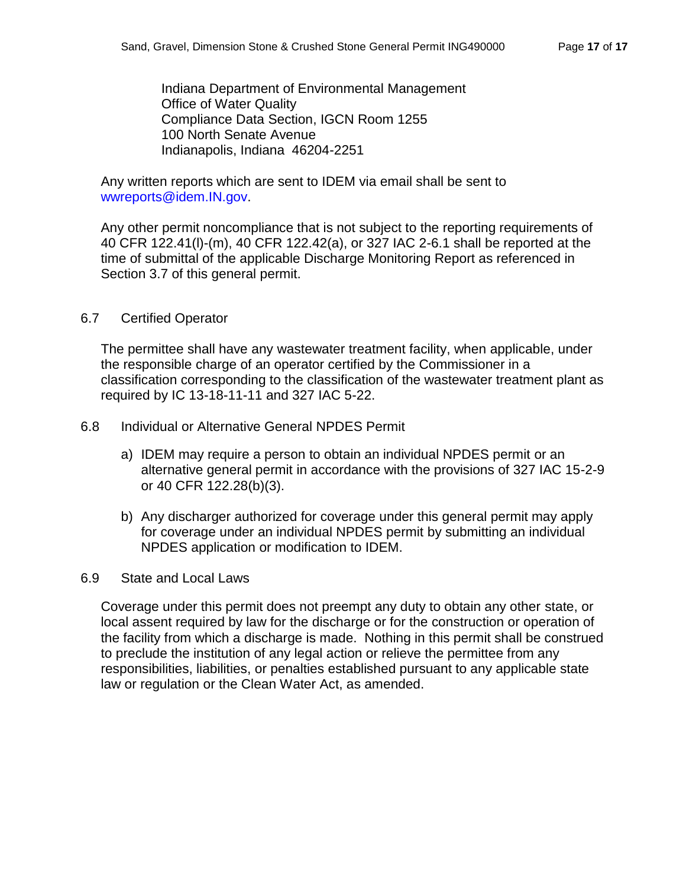Indiana Department of Environmental Management
Office of Water Quality
Compliance Data Section, IGCN Room 1255
100 North Senate Avenue
Indianapolis, Indiana 46204-2251

Any written reports which are sent to IDEM via email shall be sent to wwreports@idem.IN.gov.

Any other permit noncompliance that is not subject to the reporting requirements of 40 CFR 122.41(l)-(m), 40 CFR 122.42(a), or 327 IAC 2-6.1 shall be reported at the time of submittal of the applicable Discharge Monitoring Report as referenced in Section 3.7 of this general permit.

## 6.7 Certified Operator

The permittee shall have any wastewater treatment facility, when applicable, under the responsible charge of an operator certified by the Commissioner in a classification corresponding to the classification of the wastewater treatment plant as required by IC 13-18-11-11 and 327 IAC 5-22.

## 6.8 Individual or Alternative General NPDES Permit

a) IDEM may require a person to obtain an individual NPDES permit or an alternative general permit in accordance with the provisions of 327 IAC 15-2-9 or 40 CFR 122.28(b)(3).

b) Any discharger authorized for coverage under this general permit may apply for coverage under an individual NPDES permit by submitting an individual NPDES application or modification to IDEM.

## 6.9 State and Local Laws

Coverage under this permit does not preempt any duty to obtain any other state, or local assent required by law for the discharge or for the construction or operation of the facility from which a discharge is made. Nothing in this permit shall be construed to preclude the institution of any legal action or relieve the permittee from any responsibilities, liabilities, or penalties established pursuant to any applicable state law or regulation or the Clean Water Act, as amended.